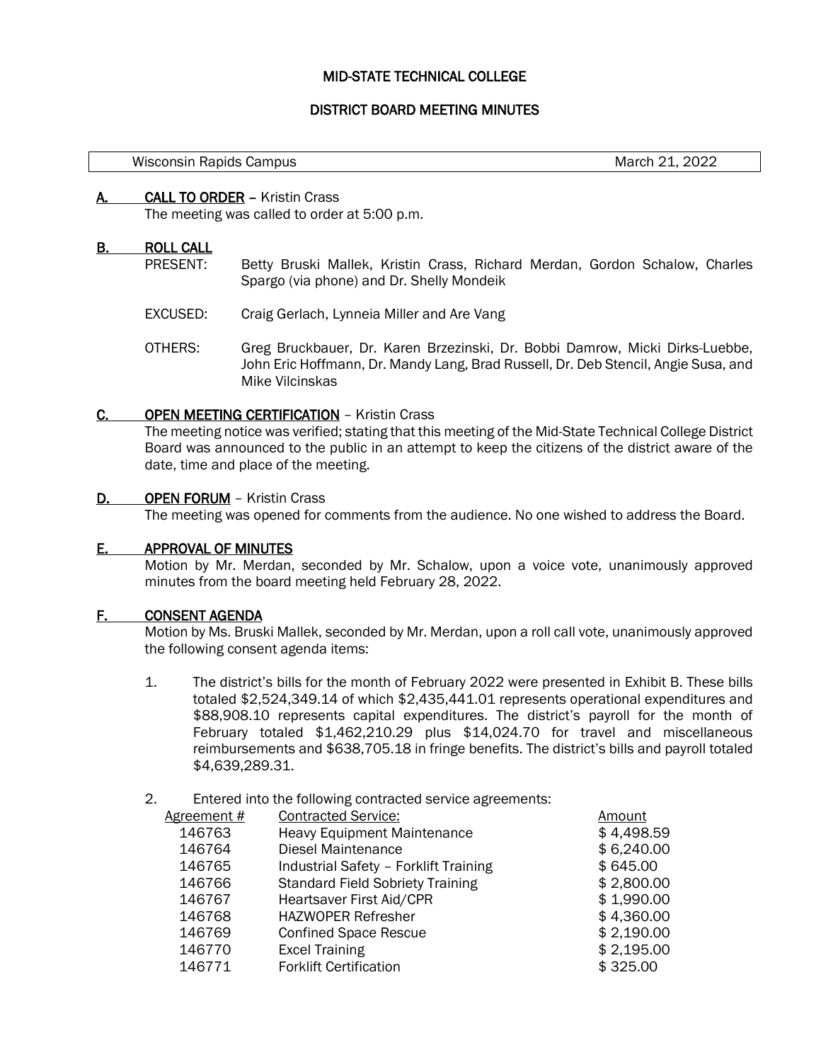# MID-STATE TECHNICAL COLLEGE

## DISTRICT BOARD MEETING MINUTES

| Wisconsin Rapids Campus | March 21, 2022 |
|---|---|

### A. CALL TO ORDER – Kristin Crass

The meeting was called to order at 5:00 p.m.

### B. ROLL CALL

PRESENT: Betty Bruski Mallek, Kristin Crass, Richard Merdan, Gordon Schalow, Charles Spargo (via phone) and Dr. Shelly Mondeik

EXCUSED: Craig Gerlach, Lynneia Miller and Are Vang

OTHERS: Greg Bruckbauer, Dr. Karen Brzezinski, Dr. Bobbi Damrow, Micki Dirks-Luebbe, John Eric Hoffmann, Dr. Mandy Lang, Brad Russell, Dr. Deb Stencil, Angie Susa, and Mike Vilcinskas

### C. OPEN MEETING CERTIFICATION – Kristin Crass

The meeting notice was verified; stating that this meeting of the Mid-State Technical College District Board was announced to the public in an attempt to keep the citizens of the district aware of the date, time and place of the meeting.

### D. OPEN FORUM – Kristin Crass

The meeting was opened for comments from the audience. No one wished to address the Board.

### E. APPROVAL OF MINUTES

Motion by Mr. Merdan, seconded by Mr. Schalow, upon a voice vote, unanimously approved minutes from the board meeting held February 28, 2022.

### F. CONSENT AGENDA

Motion by Ms. Bruski Mallek, seconded by Mr. Merdan, upon a roll call vote, unanimously approved the following consent agenda items:

1. The district's bills for the month of February 2022 were presented in Exhibit B. These bills totaled $2,524,349.14 of which $2,435,441.01 represents operational expenditures and $88,908.10 represents capital expenditures. The district's payroll for the month of February totaled $1,462,210.29 plus $14,024.70 for travel and miscellaneous reimbursements and $638,705.18 in fringe benefits. The district's bills and payroll totaled $4,639,289.31.

2. Entered into the following contracted service agreements:

| Agreement # | Contracted Service: | Amount |
|---|---|---|
| 146763 | Heavy Equipment Maintenance | $ 4,498.59 |
| 146764 | Diesel Maintenance | $ 6,240.00 |
| 146765 | Industrial Safety – Forklift Training | $ 645.00 |
| 146766 | Standard Field Sobriety Training | $ 2,800.00 |
| 146767 | Heartsaver First Aid/CPR | $ 1,990.00 |
| 146768 | HAZWOPER Refresher | $ 4,360.00 |
| 146769 | Confined Space Rescue | $ 2,190.00 |
| 146770 | Excel Training | $ 2,195.00 |
| 146771 | Forklift Certification | $ 325.00 |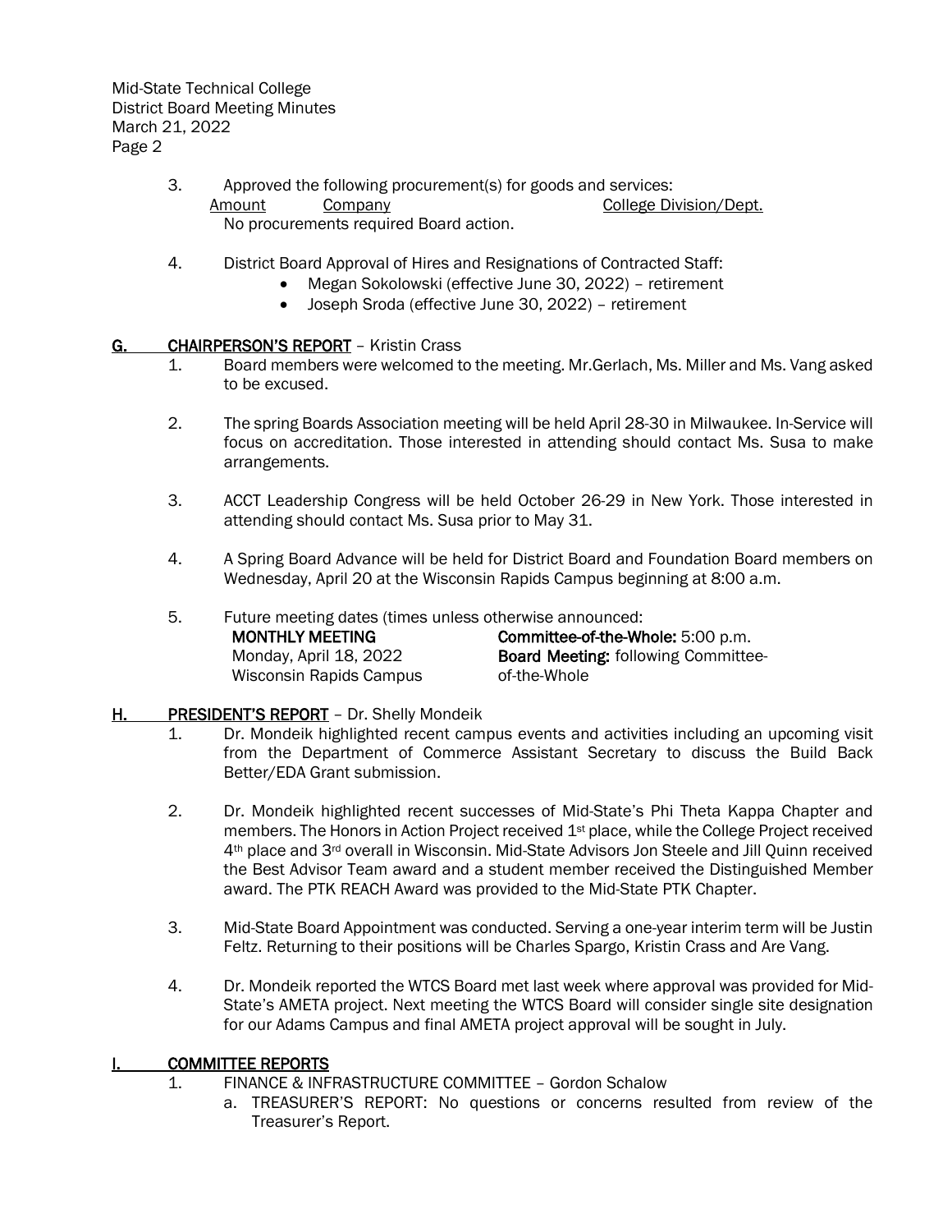3. Approved the following procurement(s) for goods and services:

| Amount | Company | College Division/Dept. |
|---|---|---|

No procurements required Board action.

4. District Board Approval of Hires and Resignations of Contracted Staff:
   - Megan Sokolowski (effective June 30, 2022) – retirement
   - Joseph Sroda (effective June 30, 2022) – retirement

## G. CHAIRPERSON'S REPORT – Kristin Crass

1. Board members were welcomed to the meeting. Mr.Gerlach, Ms. Miller and Ms. Vang asked to be excused.

2. The spring Boards Association meeting will be held April 28-30 in Milwaukee. In-Service will focus on accreditation. Those interested in attending should contact Ms. Susa to make arrangements.

3. ACCT Leadership Congress will be held October 26-29 in New York. Those interested in attending should contact Ms. Susa prior to May 31.

4. A Spring Board Advance will be held for District Board and Foundation Board members on Wednesday, April 20 at the Wisconsin Rapids Campus beginning at 8:00 a.m.

5. Future meeting dates (times unless otherwise announced:

| **MONTHLY MEETING** | **Committee-of-the-Whole:** 5:00 p.m. |
|---|---|
| Monday, April 18, 2022 | **Board Meeting:** following Committee-of-the-Whole |
| Wisconsin Rapids Campus | |

## H. PRESIDENT'S REPORT – Dr. Shelly Mondeik

1. Dr. Mondeik highlighted recent campus events and activities including an upcoming visit from the Department of Commerce Assistant Secretary to discuss the Build Back Better/EDA Grant submission.

2. Dr. Mondeik highlighted recent successes of Mid-State's Phi Theta Kappa Chapter and members. The Honors in Action Project received 1st place, while the College Project received 4th place and 3rd overall in Wisconsin. Mid-State Advisors Jon Steele and Jill Quinn received the Best Advisor Team award and a student member received the Distinguished Member award. The PTK REACH Award was provided to the Mid-State PTK Chapter.

3. Mid-State Board Appointment was conducted. Serving a one-year interim term will be Justin Feltz. Returning to their positions will be Charles Spargo, Kristin Crass and Are Vang.

4. Dr. Mondeik reported the WTCS Board met last week where approval was provided for Mid-State's AMETA project. Next meeting the WTCS Board will consider single site designation for our Adams Campus and final AMETA project approval will be sought in July.

## I. COMMITTEE REPORTS

1. FINANCE & INFRASTRUCTURE COMMITTEE – Gordon Schalow
   a. TREASURER'S REPORT: No questions or concerns resulted from review of the Treasurer's Report.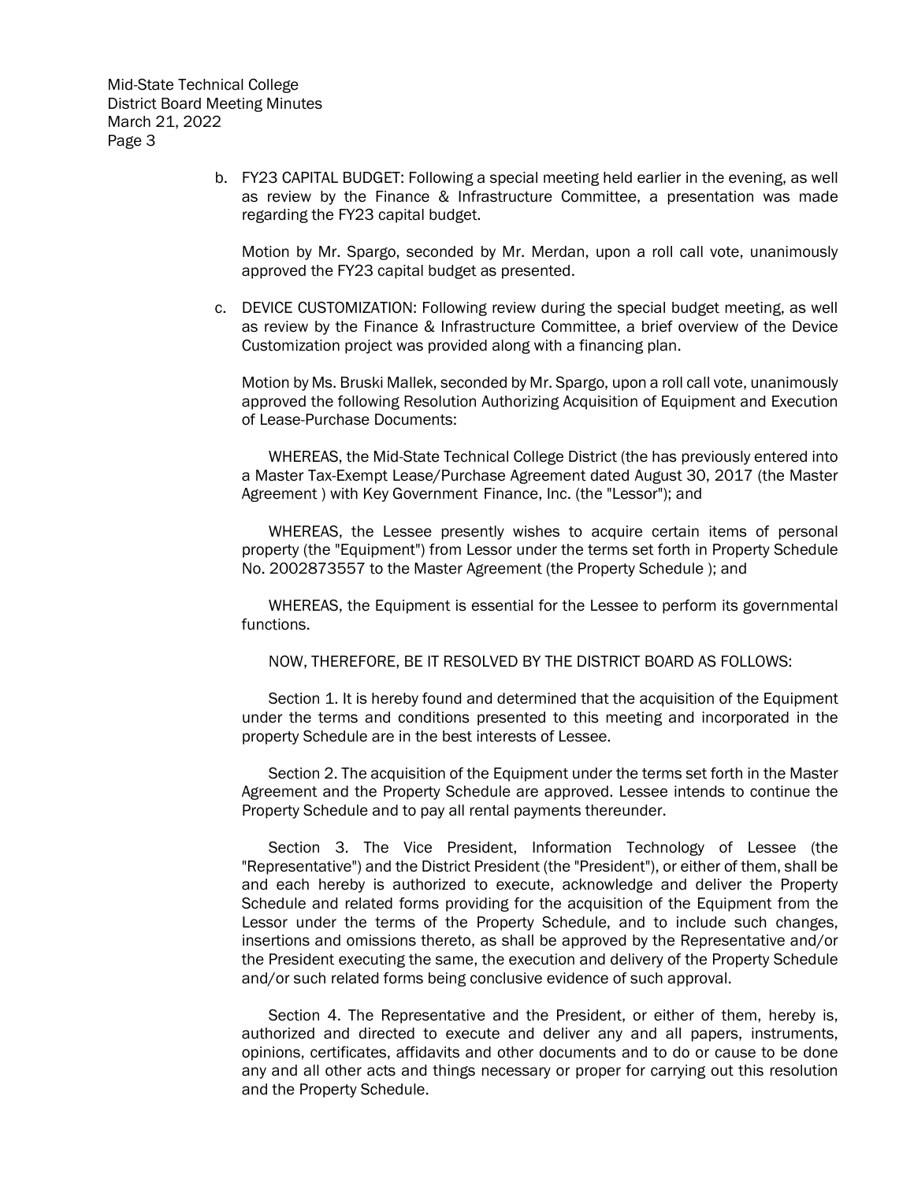b. FY23 CAPITAL BUDGET: Following a special meeting held earlier in the evening, as well as review by the Finance & Infrastructure Committee, a presentation was made regarding the FY23 capital budget.

   Motion by Mr. Spargo, seconded by Mr. Merdan, upon a roll call vote, unanimously approved the FY23 capital budget as presented.

c. DEVICE CUSTOMIZATION: Following review during the special budget meeting, as well as review by the Finance & Infrastructure Committee, a brief overview of the Device Customization project was provided along with a financing plan.

   Motion by Ms. Bruski Mallek, seconded by Mr. Spargo, upon a roll call vote, unanimously approved the following Resolution Authorizing Acquisition of Equipment and Execution of Lease-Purchase Documents:

   WHEREAS, the Mid-State Technical College District (the has previously entered into a Master Tax-Exempt Lease/Purchase Agreement dated August 30, 2017 (the Master Agreement ) with Key Government Finance, Inc. (the "Lessor"); and

   WHEREAS, the Lessee presently wishes to acquire certain items of personal property (the "Equipment") from Lessor under the terms set forth in Property Schedule No. 2002873557 to the Master Agreement (the Property Schedule ); and

   WHEREAS, the Equipment is essential for the Lessee to perform its governmental functions.

   NOW, THEREFORE, BE IT RESOLVED BY THE DISTRICT BOARD AS FOLLOWS:

   Section 1. It is hereby found and determined that the acquisition of the Equipment under the terms and conditions presented to this meeting and incorporated in the property Schedule are in the best interests of Lessee.

   Section 2. The acquisition of the Equipment under the terms set forth in the Master Agreement and the Property Schedule are approved. Lessee intends to continue the Property Schedule and to pay all rental payments thereunder.

   Section 3. The Vice President, Information Technology of Lessee (the "Representative") and the District President (the "President"), or either of them, shall be and each hereby is authorized to execute, acknowledge and deliver the Property Schedule and related forms providing for the acquisition of the Equipment from the Lessor under the terms of the Property Schedule, and to include such changes, insertions and omissions thereto, as shall be approved by the Representative and/or the President executing the same, the execution and delivery of the Property Schedule and/or such related forms being conclusive evidence of such approval.

   Section 4. The Representative and the President, or either of them, hereby is, authorized and directed to execute and deliver any and all papers, instruments, opinions, certificates, affidavits and other documents and to do or cause to be done any and all other acts and things necessary or proper for carrying out this resolution and the Property Schedule.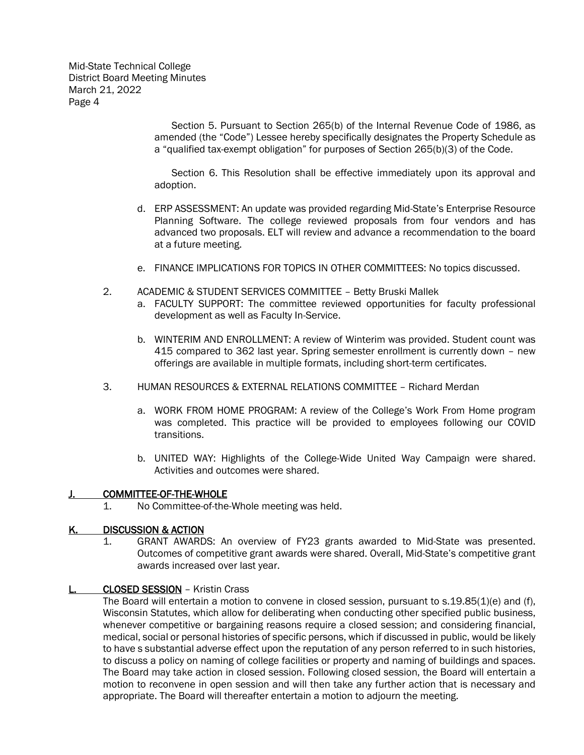Section 5. Pursuant to Section 265(b) of the Internal Revenue Code of 1986, as amended (the "Code") Lessee hereby specifically designates the Property Schedule as a "qualified tax-exempt obligation" for purposes of Section 265(b)(3) of the Code.

Section 6. This Resolution shall be effective immediately upon its approval and adoption.

d. ERP ASSESSMENT: An update was provided regarding Mid-State's Enterprise Resource Planning Software. The college reviewed proposals from four vendors and has advanced two proposals. ELT will review and advance a recommendation to the board at a future meeting.

e. FINANCE IMPLICATIONS FOR TOPICS IN OTHER COMMITTEES: No topics discussed.

2. ACADEMIC & STUDENT SERVICES COMMITTEE – Betty Bruski Mallek

   a. FACULTY SUPPORT: The committee reviewed opportunities for faculty professional development as well as Faculty In-Service.

   b. WINTERIM AND ENROLLMENT: A review of Winterim was provided. Student count was 415 compared to 362 last year. Spring semester enrollment is currently down – new offerings are available in multiple formats, including short-term certificates.

3. HUMAN RESOURCES & EXTERNAL RELATIONS COMMITTEE – Richard Merdan

   a. WORK FROM HOME PROGRAM: A review of the College's Work From Home program was completed. This practice will be provided to employees following our COVID transitions.

   b. UNITED WAY: Highlights of the College-Wide United Way Campaign were shared. Activities and outcomes were shared.

## J. COMMITTEE-OF-THE-WHOLE

1. No Committee-of-the-Whole meeting was held.

## K. DISCUSSION & ACTION

1. GRANT AWARDS: An overview of FY23 grants awarded to Mid-State was presented. Outcomes of competitive grant awards were shared. Overall, Mid-State's competitive grant awards increased over last year.

## L. CLOSED SESSION – Kristin Crass

The Board will entertain a motion to convene in closed session, pursuant to s.19.85(1)(e) and (f), Wisconsin Statutes, which allow for deliberating when conducting other specified public business, whenever competitive or bargaining reasons require a closed session; and considering financial, medical, social or personal histories of specific persons, which if discussed in public, would be likely to have s substantial adverse effect upon the reputation of any person referred to in such histories, to discuss a policy on naming of college facilities or property and naming of buildings and spaces. The Board may take action in closed session. Following closed session, the Board will entertain a motion to reconvene in open session and will then take any further action that is necessary and appropriate. The Board will thereafter entertain a motion to adjourn the meeting.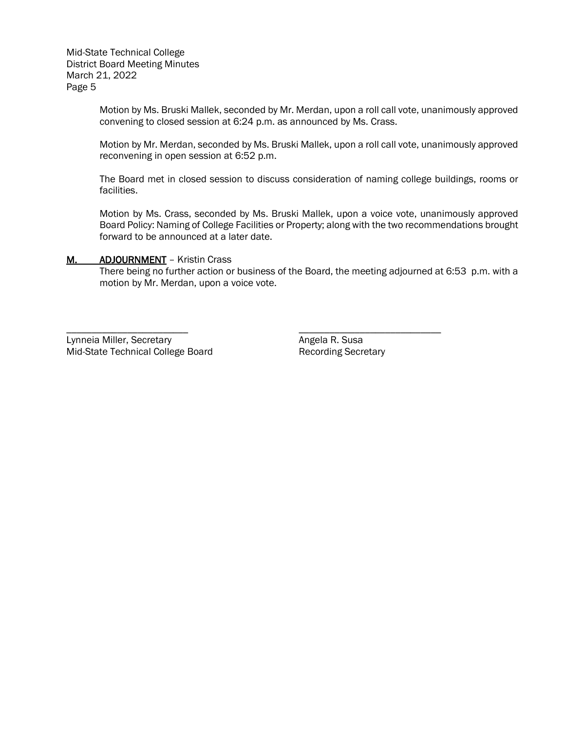Motion by Ms. Bruski Mallek, seconded by Mr. Merdan, upon a roll call vote, unanimously approved convening to closed session at 6:24 p.m. as announced by Ms. Crass.

Motion by Mr. Merdan, seconded by Ms. Bruski Mallek, upon a roll call vote, unanimously approved reconvening in open session at 6:52 p.m.

The Board met in closed session to discuss consideration of naming college buildings, rooms or facilities.

Motion by Ms. Crass, seconded by Ms. Bruski Mallek, upon a voice vote, unanimously approved Board Policy: Naming of College Facilities or Property; along with the two recommendations brought forward to be announced at a later date.

## M. ADJOURNMENT – Kristin Crass

There being no further action or business of the Board, the meeting adjourned at 6:53 p.m. with a motion by Mr. Merdan, upon a voice vote.

\_\_\_\_\_\_\_\_\_\_\_\_\_\_\_\_\_\_\_\_\_\_\_\_
Lynneia Miller, Secretary
Mid-State Technical College Board

\_\_\_\_\_\_\_\_\_\_\_\_\_\_\_\_\_\_\_\_\_\_\_\_
Angela R. Susa
Recording Secretary